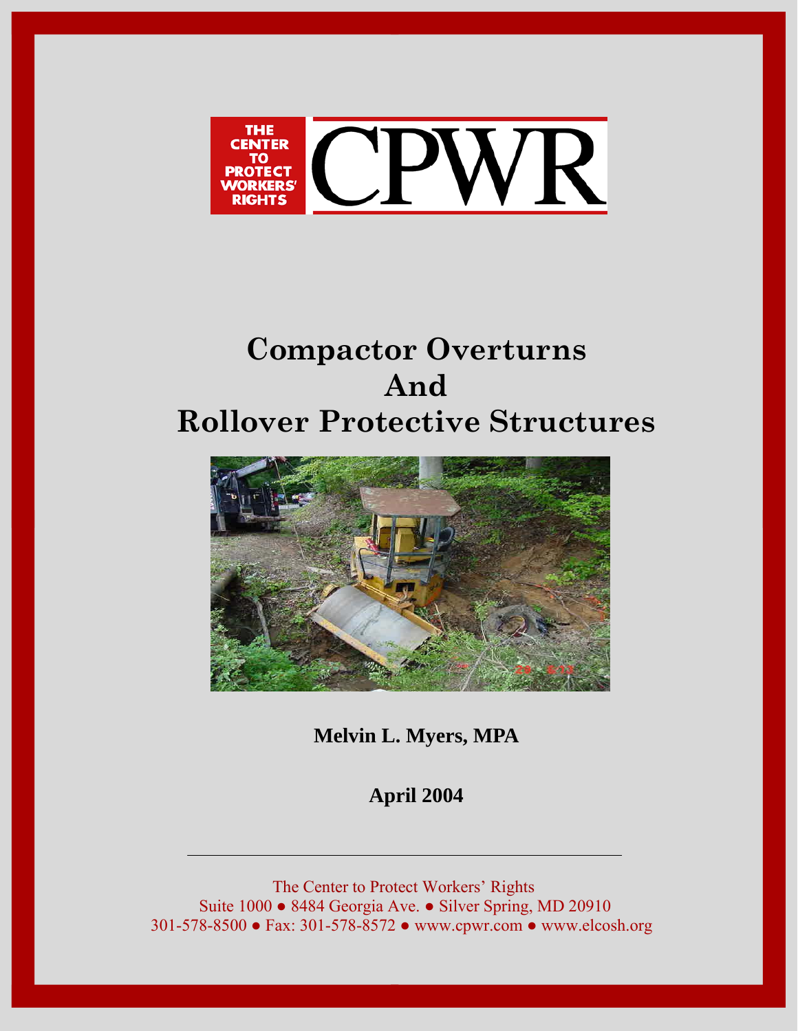THE CENTER TO PROTECT WORKERS' RIGHTS

# CPWR

# Compactor Overturns And Rollover Protective Structures

**Melvin L. Myers, MPA**

**April 2004**

---

The Center to Protect Workers' Rights
Suite 1000 ● 8484 Georgia Ave. ● Silver Spring, MD 20910
301-578-8500 ● Fax: 301-578-8572 ● www.cpwr.com ● www.elcosh.org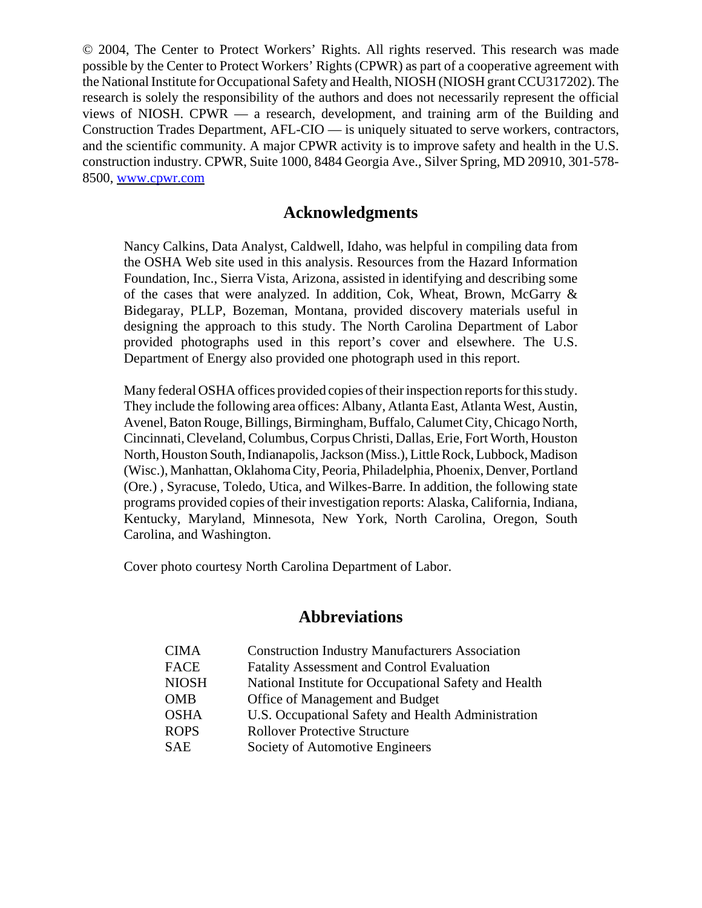© 2004, The Center to Protect Workers' Rights. All rights reserved. This research was made possible by the Center to Protect Workers' Rights (CPWR) as part of a cooperative agreement with the National Institute for Occupational Safety and Health, NIOSH (NIOSH grant CCU317202). The research is solely the responsibility of the authors and does not necessarily represent the official views of NIOSH. CPWR — a research, development, and training arm of the Building and Construction Trades Department, AFL-CIO — is uniquely situated to serve workers, contractors, and the scientific community. A major CPWR activity is to improve safety and health in the U.S. construction industry. CPWR, Suite 1000, 8484 Georgia Ave., Silver Spring, MD 20910, 301-578-8500, www.cpwr.com

## Acknowledgments

Nancy Calkins, Data Analyst, Caldwell, Idaho, was helpful in compiling data from the OSHA Web site used in this analysis. Resources from the Hazard Information Foundation, Inc., Sierra Vista, Arizona, assisted in identifying and describing some of the cases that were analyzed. In addition, Cok, Wheat, Brown, McGarry & Bidegaray, PLLP, Bozeman, Montana, provided discovery materials useful in designing the approach to this study. The North Carolina Department of Labor provided photographs used in this report's cover and elsewhere. The U.S. Department of Energy also provided one photograph used in this report.

Many federal OSHA offices provided copies of their inspection reports for this study. They include the following area offices: Albany, Atlanta East, Atlanta West, Austin, Avenel, Baton Rouge, Billings, Birmingham, Buffalo, Calumet City, Chicago North, Cincinnati, Cleveland, Columbus, Corpus Christi, Dallas, Erie, Fort Worth, Houston North, Houston South, Indianapolis, Jackson (Miss.), Little Rock, Lubbock, Madison (Wisc.), Manhattan, Oklahoma City, Peoria, Philadelphia, Phoenix, Denver, Portland (Ore.) , Syracuse, Toledo, Utica, and Wilkes-Barre. In addition, the following state programs provided copies of their investigation reports: Alaska, California, Indiana, Kentucky, Maryland, Minnesota, New York, North Carolina, Oregon, South Carolina, and Washington.

Cover photo courtesy North Carolina Department of Labor.

## Abbreviations

| | |
|---|---|
| CIMA | Construction Industry Manufacturers Association |
| FACE | Fatality Assessment and Control Evaluation |
| NIOSH | National Institute for Occupational Safety and Health |
| OMB | Office of Management and Budget |
| OSHA | U.S. Occupational Safety and Health Administration |
| ROPS | Rollover Protective Structure |
| SAE | Society of Automotive Engineers |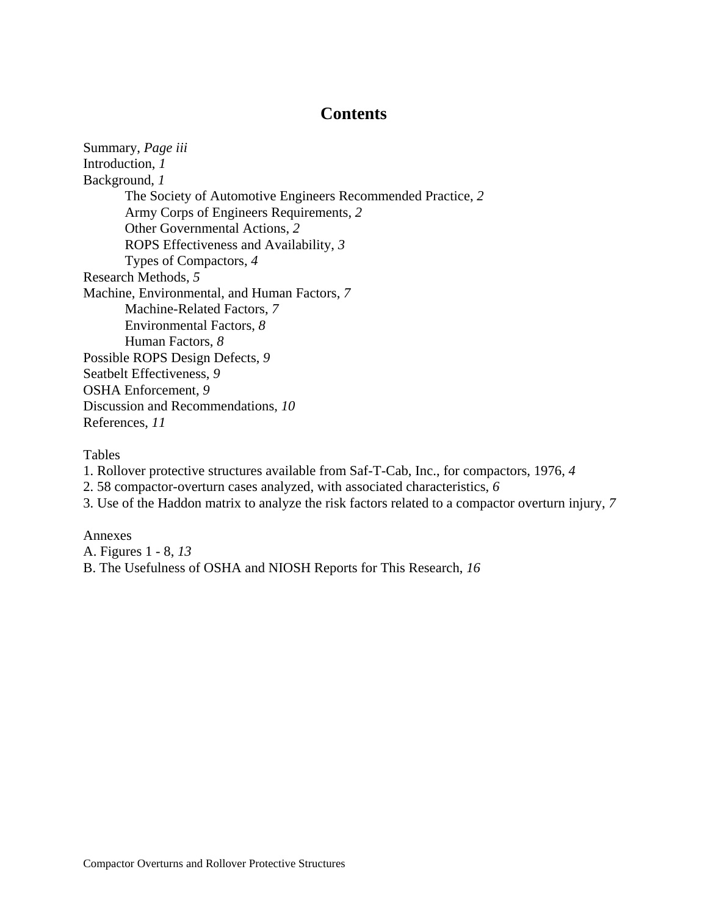# Contents

Summary, *Page iii*
Introduction, *1*
Background, *1*
- The Society of Automotive Engineers Recommended Practice, *2*
- Army Corps of Engineers Requirements, *2*
- Other Governmental Actions, *2*
- ROPS Effectiveness and Availability, *3*
- Types of Compactors, *4*

Research Methods, *5*
Machine, Environmental, and Human Factors, *7*
- Machine-Related Factors, *7*
- Environmental Factors, *8*
- Human Factors, *8*

Possible ROPS Design Defects, *9*
Seatbelt Effectiveness, *9*
OSHA Enforcement, *9*
Discussion and Recommendations, *10*
References, *11*

Tables
1. Rollover protective structures available from Saf-T-Cab, Inc., for compactors, 1976, *4*
2. 58 compactor-overturn cases analyzed, with associated characteristics, *6*
3. Use of the Haddon matrix to analyze the risk factors related to a compactor overturn injury, *7*

Annexes
A. Figures 1 - 8, *13*
B. The Usefulness of OSHA and NIOSH Reports for This Research, *16*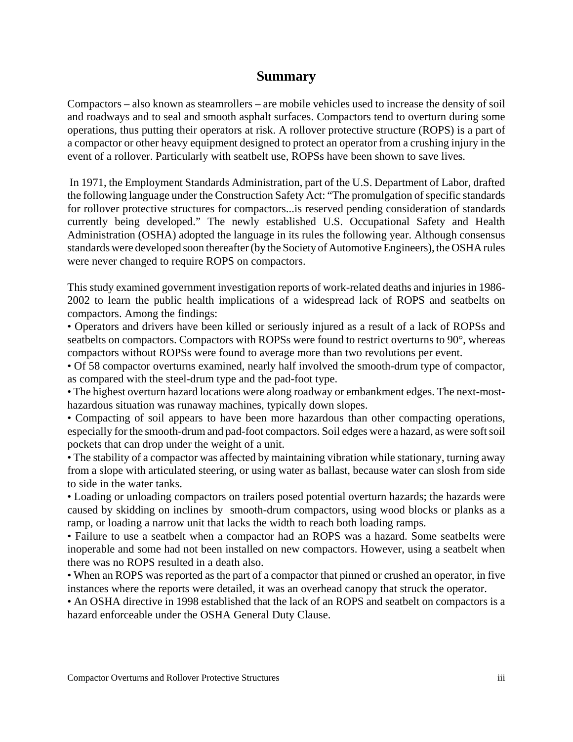## Summary

Compactors – also known as steamrollers – are mobile vehicles used to increase the density of soil and roadways and to seal and smooth asphalt surfaces. Compactors tend to overturn during some operations, thus putting their operators at risk. A rollover protective structure (ROPS) is a part of a compactor or other heavy equipment designed to protect an operator from a crushing injury in the event of a rollover. Particularly with seatbelt use, ROPSs have been shown to save lives.

In 1971, the Employment Standards Administration, part of the U.S. Department of Labor, drafted the following language under the Construction Safety Act: "The promulgation of specific standards for rollover protective structures for compactors...is reserved pending consideration of standards currently being developed." The newly established U.S. Occupational Safety and Health Administration (OSHA) adopted the language in its rules the following year. Although consensus standards were developed soon thereafter (by the Society of Automotive Engineers), the OSHA rules were never changed to require ROPS on compactors.

This study examined government investigation reports of work-related deaths and injuries in 1986-2002 to learn the public health implications of a widespread lack of ROPS and seatbelts on compactors. Among the findings:

- Operators and drivers have been killed or seriously injured as a result of a lack of ROPSs and seatbelts on compactors. Compactors with ROPSs were found to restrict overturns to 90°, whereas compactors without ROPSs were found to average more than two revolutions per event.
- Of 58 compactor overturns examined, nearly half involved the smooth-drum type of compactor, as compared with the steel-drum type and the pad-foot type.
- The highest overturn hazard locations were along roadway or embankment edges. The next-most-hazardous situation was runaway machines, typically down slopes.
- Compacting of soil appears to have been more hazardous than other compacting operations, especially for the smooth-drum and pad-foot compactors. Soil edges were a hazard, as were soft soil pockets that can drop under the weight of a unit.
- The stability of a compactor was affected by maintaining vibration while stationary, turning away from a slope with articulated steering, or using water as ballast, because water can slosh from side to side in the water tanks.
- Loading or unloading compactors on trailers posed potential overturn hazards; the hazards were caused by skidding on inclines by smooth-drum compactors, using wood blocks or planks as a ramp, or loading a narrow unit that lacks the width to reach both loading ramps.
- Failure to use a seatbelt when a compactor had an ROPS was a hazard. Some seatbelts were inoperable and some had not been installed on new compactors. However, using a seatbelt when there was no ROPS resulted in a death also.
- When an ROPS was reported as the part of a compactor that pinned or crushed an operator, in five instances where the reports were detailed, it was an overhead canopy that struck the operator.
- An OSHA directive in 1998 established that the lack of an ROPS and seatbelt on compactors is a hazard enforceable under the OSHA General Duty Clause.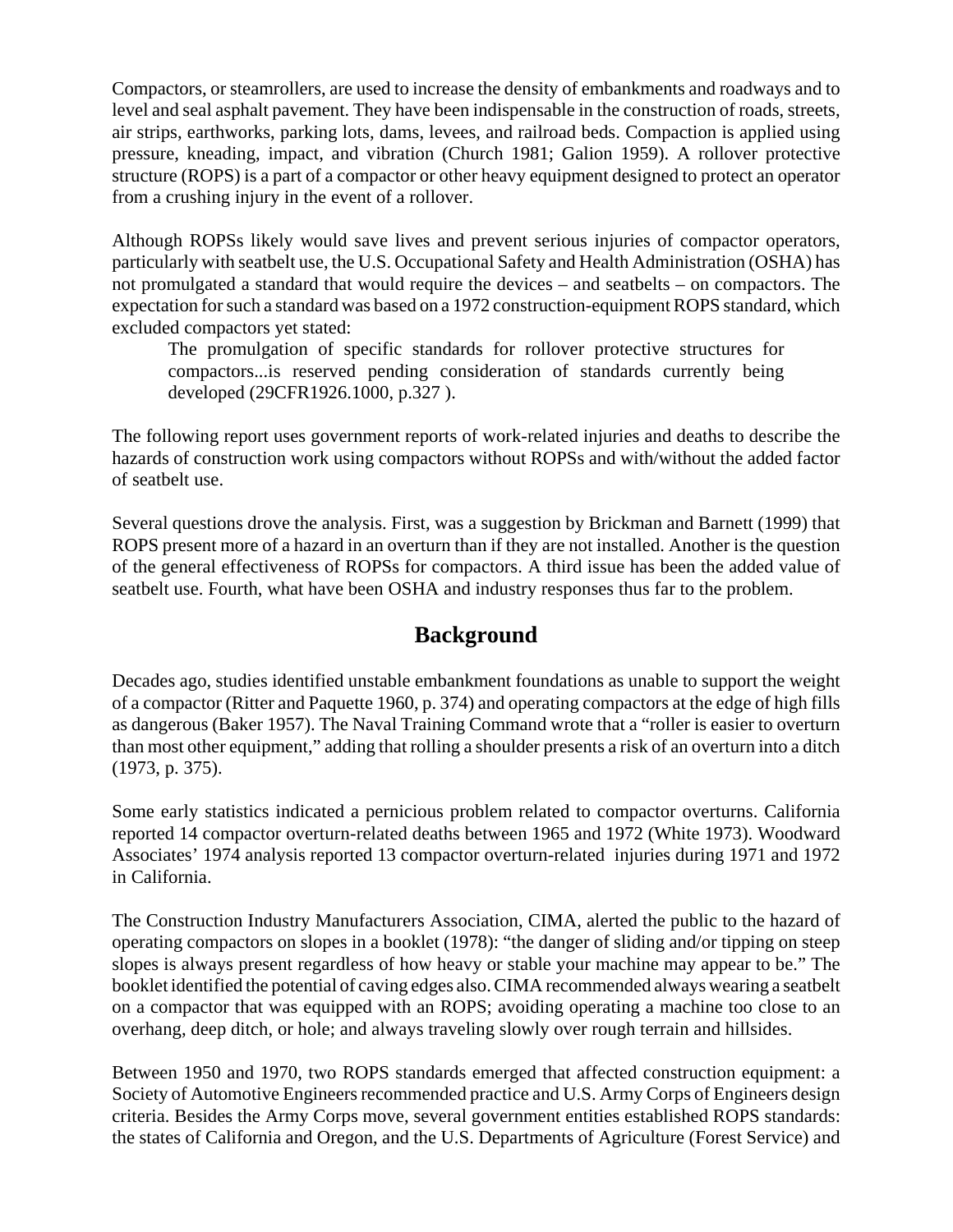Compactors, or steamrollers, are used to increase the density of embankments and roadways and to level and seal asphalt pavement. They have been indispensable in the construction of roads, streets, air strips, earthworks, parking lots, dams, levees, and railroad beds. Compaction is applied using pressure, kneading, impact, and vibration (Church 1981; Galion 1959). A rollover protective structure (ROPS) is a part of a compactor or other heavy equipment designed to protect an operator from a crushing injury in the event of a rollover.

Although ROPSs likely would save lives and prevent serious injuries of compactor operators, particularly with seatbelt use, the U.S. Occupational Safety and Health Administration (OSHA) has not promulgated a standard that would require the devices – and seatbelts – on compactors. The expectation for such a standard was based on a 1972 construction-equipment ROPS standard, which excluded compactors yet stated:

> The promulgation of specific standards for rollover protective structures for compactors...is reserved pending consideration of standards currently being developed (29CFR1926.1000, p.327 ).

The following report uses government reports of work-related injuries and deaths to describe the hazards of construction work using compactors without ROPSs and with/without the added factor of seatbelt use.

Several questions drove the analysis. First, was a suggestion by Brickman and Barnett (1999) that ROPS present more of a hazard in an overturn than if they are not installed. Another is the question of the general effectiveness of ROPSs for compactors. A third issue has been the added value of seatbelt use. Fourth, what have been OSHA and industry responses thus far to the problem.

## Background

Decades ago, studies identified unstable embankment foundations as unable to support the weight of a compactor (Ritter and Paquette 1960, p. 374) and operating compactors at the edge of high fills as dangerous (Baker 1957). The Naval Training Command wrote that a "roller is easier to overturn than most other equipment," adding that rolling a shoulder presents a risk of an overturn into a ditch (1973, p. 375).

Some early statistics indicated a pernicious problem related to compactor overturns. California reported 14 compactor overturn-related deaths between 1965 and 1972 (White 1973). Woodward Associates' 1974 analysis reported 13 compactor overturn-related injuries during 1971 and 1972 in California.

The Construction Industry Manufacturers Association, CIMA, alerted the public to the hazard of operating compactors on slopes in a booklet (1978): "the danger of sliding and/or tipping on steep slopes is always present regardless of how heavy or stable your machine may appear to be." The booklet identified the potential of caving edges also. CIMA recommended always wearing a seatbelt on a compactor that was equipped with an ROPS; avoiding operating a machine too close to an overhang, deep ditch, or hole; and always traveling slowly over rough terrain and hillsides.

Between 1950 and 1970, two ROPS standards emerged that affected construction equipment: a Society of Automotive Engineers recommended practice and U.S. Army Corps of Engineers design criteria. Besides the Army Corps move, several government entities established ROPS standards: the states of California and Oregon, and the U.S. Departments of Agriculture (Forest Service) and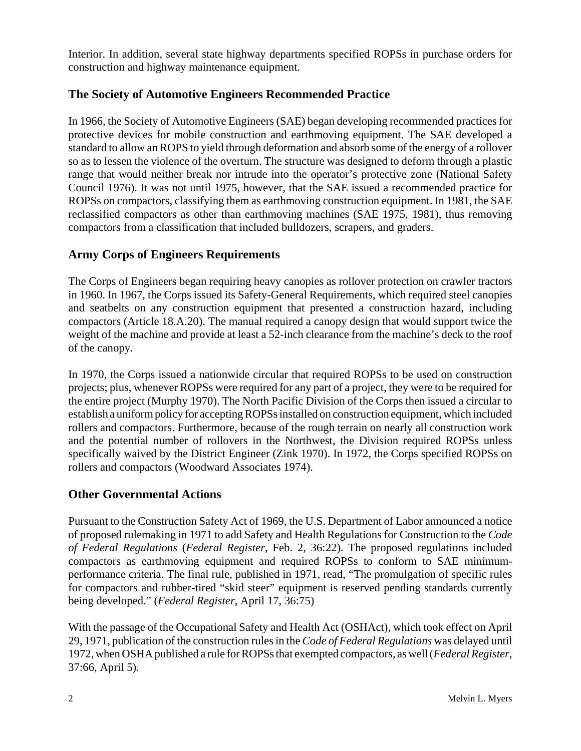Interior. In addition, several state highway departments specified ROPSs in purchase orders for construction and highway maintenance equipment.

## The Society of Automotive Engineers Recommended Practice

In 1966, the Society of Automotive Engineers (SAE) began developing recommended practices for protective devices for mobile construction and earthmoving equipment. The SAE developed a standard to allow an ROPS to yield through deformation and absorb some of the energy of a rollover so as to lessen the violence of the overturn. The structure was designed to deform through a plastic range that would neither break nor intrude into the operator's protective zone (National Safety Council 1976). It was not until 1975, however, that the SAE issued a recommended practice for ROPSs on compactors, classifying them as earthmoving construction equipment. In 1981, the SAE reclassified compactors as other than earthmoving machines (SAE 1975, 1981), thus removing compactors from a classification that included bulldozers, scrapers, and graders.

## Army Corps of Engineers Requirements

The Corps of Engineers began requiring heavy canopies as rollover protection on crawler tractors in 1960. In 1967, the Corps issued its Safety-General Requirements, which required steel canopies and seatbelts on any construction equipment that presented a construction hazard, including compactors (Article 18.A.20). The manual required a canopy design that would support twice the weight of the machine and provide at least a 52-inch clearance from the machine's deck to the roof of the canopy.

In 1970, the Corps issued a nationwide circular that required ROPSs to be used on construction projects; plus, whenever ROPSs were required for any part of a project, they were to be required for the entire project (Murphy 1970). The North Pacific Division of the Corps then issued a circular to establish a uniform policy for accepting ROPSs installed on construction equipment, which included rollers and compactors. Furthermore, because of the rough terrain on nearly all construction work and the potential number of rollovers in the Northwest, the Division required ROPSs unless specifically waived by the District Engineer (Zink 1970). In 1972, the Corps specified ROPSs on rollers and compactors (Woodward Associates 1974).

## Other Governmental Actions

Pursuant to the Construction Safety Act of 1969, the U.S. Department of Labor announced a notice of proposed rulemaking in 1971 to add Safety and Health Regulations for Construction to the *Code of Federal Regulations* (*Federal Register*, Feb. 2, 36:22). The proposed regulations included compactors as earthmoving equipment and required ROPSs to conform to SAE minimum-performance criteria. The final rule, published in 1971, read, "The promulgation of specific rules for compactors and rubber-tired "skid steer" equipment is reserved pending standards currently being developed." (*Federal Register*, April 17, 36:75)

With the passage of the Occupational Safety and Health Act (OSHAct), which took effect on April 29, 1971, publication of the construction rules in the *Code of Federal Regulations* was delayed until 1972, when OSHA published a rule for ROPSs that exempted compactors, as well (*Federal Register*, 37:66, April 5).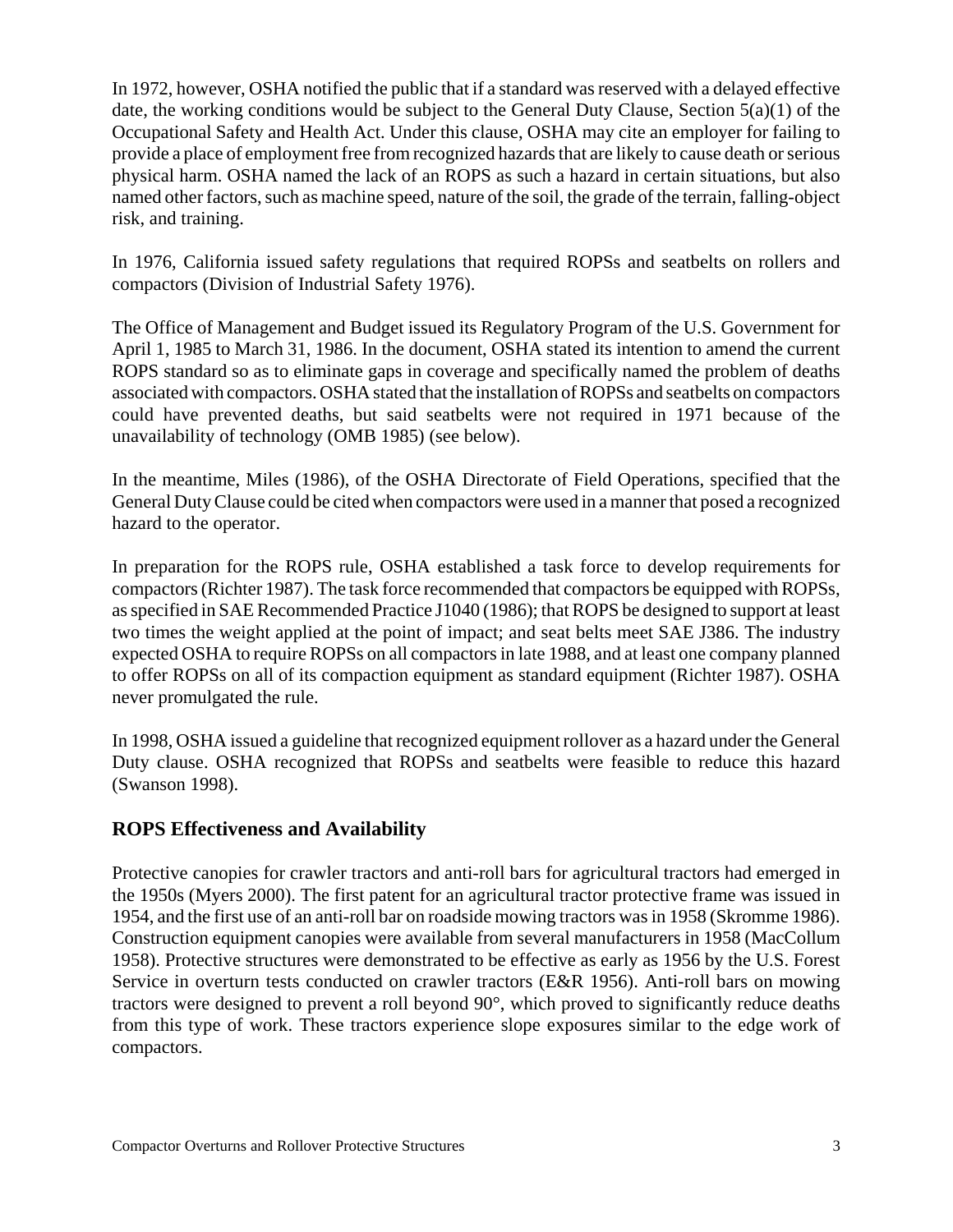In 1972, however, OSHA notified the public that if a standard was reserved with a delayed effective date, the working conditions would be subject to the General Duty Clause, Section 5(a)(1) of the Occupational Safety and Health Act. Under this clause, OSHA may cite an employer for failing to provide a place of employment free from recognized hazards that are likely to cause death or serious physical harm. OSHA named the lack of an ROPS as such a hazard in certain situations, but also named other factors, such as machine speed, nature of the soil, the grade of the terrain, falling-object risk, and training.

In 1976, California issued safety regulations that required ROPSs and seatbelts on rollers and compactors (Division of Industrial Safety 1976).

The Office of Management and Budget issued its Regulatory Program of the U.S. Government for April 1, 1985 to March 31, 1986. In the document, OSHA stated its intention to amend the current ROPS standard so as to eliminate gaps in coverage and specifically named the problem of deaths associated with compactors. OSHA stated that the installation of ROPSs and seatbelts on compactors could have prevented deaths, but said seatbelts were not required in 1971 because of the unavailability of technology (OMB 1985) (see below).

In the meantime, Miles (1986), of the OSHA Directorate of Field Operations, specified that the General Duty Clause could be cited when compactors were used in a manner that posed a recognized hazard to the operator.

In preparation for the ROPS rule, OSHA established a task force to develop requirements for compactors (Richter 1987). The task force recommended that compactors be equipped with ROPSs, as specified in SAE Recommended Practice J1040 (1986); that ROPS be designed to support at least two times the weight applied at the point of impact; and seat belts meet SAE J386. The industry expected OSHA to require ROPSs on all compactors in late 1988, and at least one company planned to offer ROPSs on all of its compaction equipment as standard equipment (Richter 1987). OSHA never promulgated the rule.

In 1998, OSHA issued a guideline that recognized equipment rollover as a hazard under the General Duty clause. OSHA recognized that ROPSs and seatbelts were feasible to reduce this hazard (Swanson 1998).

## ROPS Effectiveness and Availability

Protective canopies for crawler tractors and anti-roll bars for agricultural tractors had emerged in the 1950s (Myers 2000). The first patent for an agricultural tractor protective frame was issued in 1954, and the first use of an anti-roll bar on roadside mowing tractors was in 1958 (Skromme 1986). Construction equipment canopies were available from several manufacturers in 1958 (MacCollum 1958). Protective structures were demonstrated to be effective as early as 1956 by the U.S. Forest Service in overturn tests conducted on crawler tractors (E&R 1956). Anti-roll bars on mowing tractors were designed to prevent a roll beyond 90°, which proved to significantly reduce deaths from this type of work. These tractors experience slope exposures similar to the edge work of compactors.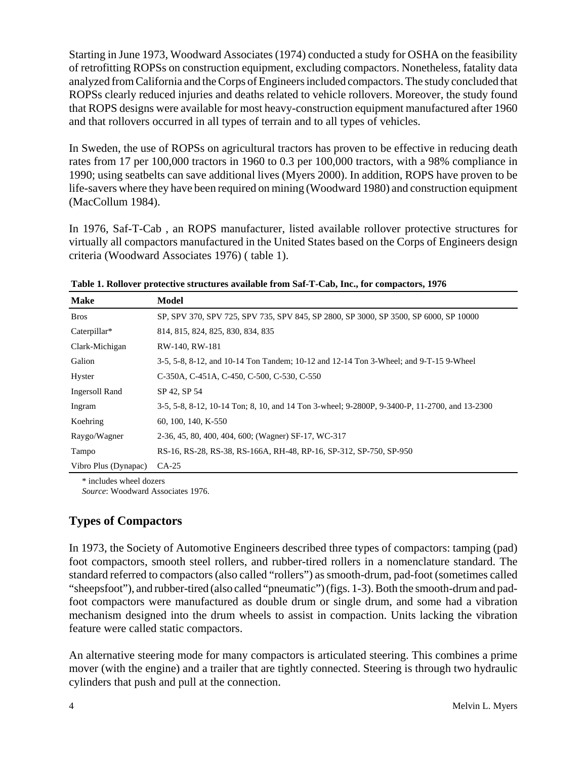Starting in June 1973, Woodward Associates (1974) conducted a study for OSHA on the feasibility of retrofitting ROPSs on construction equipment, excluding compactors. Nonetheless, fatality data analyzed from California and the Corps of Engineers included compactors. The study concluded that ROPSs clearly reduced injuries and deaths related to vehicle rollovers. Moreover, the study found that ROPS designs were available for most heavy-construction equipment manufactured after 1960 and that rollovers occurred in all types of terrain and to all types of vehicles.

In Sweden, the use of ROPSs on agricultural tractors has proven to be effective in reducing death rates from 17 per 100,000 tractors in 1960 to 0.3 per 100,000 tractors, with a 98% compliance in 1990; using seatbelts can save additional lives (Myers 2000). In addition, ROPS have proven to be life-savers where they have been required on mining (Woodward 1980) and construction equipment (MacCollum 1984).

In 1976, Saf-T-Cab , an ROPS manufacturer, listed available rollover protective structures for virtually all compactors manufactured in the United States based on the Corps of Engineers design criteria (Woodward Associates 1976) ( table 1).

**Table 1. Rollover protective structures available from Saf-T-Cab, Inc., for compactors, 1976**

| Make | Model |
|---|---|
| Bros | SP, SPV 370, SPV 725, SPV 735, SPV 845, SP 2800, SP 3000, SP 3500, SP 6000, SP 10000 |
| Caterpillar* | 814, 815, 824, 825, 830, 834, 835 |
| Clark-Michigan | RW-140, RW-181 |
| Galion | 3-5, 5-8, 8-12, and 10-14 Ton Tandem; 10-12 and 12-14 Ton 3-Wheel; and 9-T-15 9-Wheel |
| Hyster | C-350A, C-451A, C-450, C-500, C-530, C-550 |
| Ingersoll Rand | SP 42, SP 54 |
| Ingram | 3-5, 5-8, 8-12, 10-14 Ton; 8, 10, and 14 Ton 3-wheel; 9-2800P, 9-3400-P, 11-2700, and 13-2300 |
| Koehring | 60, 100, 140, K-550 |
| Raygo/Wagner | 2-36, 45, 80, 400, 404, 600; (Wagner) SF-17, WC-317 |
| Tampo | RS-16, RS-28, RS-38, RS-166A, RH-48, RP-16, SP-312, SP-750, SP-950 |
| Vibro Plus (Dynapac) | CA-25 |

\* includes wheel dozers
*Source*: Woodward Associates 1976.

## Types of Compactors

In 1973, the Society of Automotive Engineers described three types of compactors: tamping (pad) foot compactors, smooth steel rollers, and rubber-tired rollers in a nomenclature standard. The standard referred to compactors (also called "rollers") as smooth-drum, pad-foot (sometimes called "sheepsfoot"), and rubber-tired (also called "pneumatic") (figs. 1-3). Both the smooth-drum and pad-foot compactors were manufactured as double drum or single drum, and some had a vibration mechanism designed into the drum wheels to assist in compaction. Units lacking the vibration feature were called static compactors.

An alternative steering mode for many compactors is articulated steering. This combines a prime mover (with the engine) and a trailer that are tightly connected. Steering is through two hydraulic cylinders that push and pull at the connection.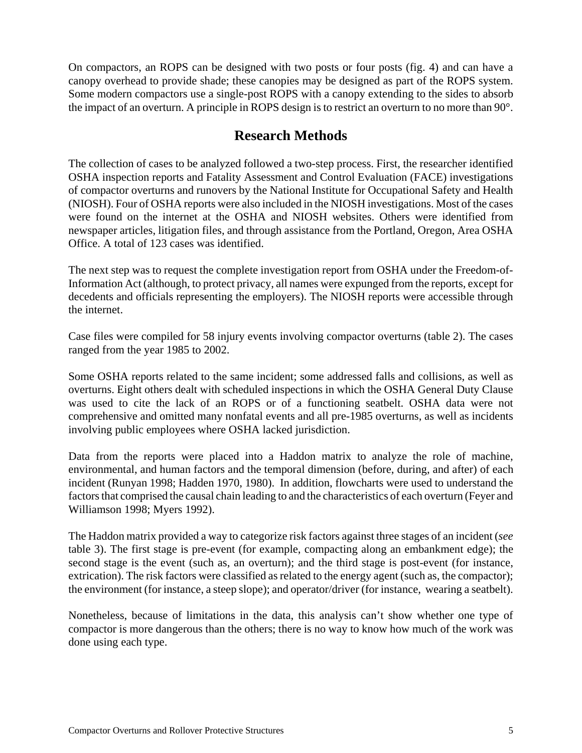On compactors, an ROPS can be designed with two posts or four posts (fig. 4) and can have a canopy overhead to provide shade; these canopies may be designed as part of the ROPS system. Some modern compactors use a single-post ROPS with a canopy extending to the sides to absorb the impact of an overturn. A principle in ROPS design is to restrict an overturn to no more than 90°.

## Research Methods

The collection of cases to be analyzed followed a two-step process. First, the researcher identified OSHA inspection reports and Fatality Assessment and Control Evaluation (FACE) investigations of compactor overturns and runovers by the National Institute for Occupational Safety and Health (NIOSH). Four of OSHA reports were also included in the NIOSH investigations. Most of the cases were found on the internet at the OSHA and NIOSH websites. Others were identified from newspaper articles, litigation files, and through assistance from the Portland, Oregon, Area OSHA Office. A total of 123 cases was identified.

The next step was to request the complete investigation report from OSHA under the Freedom-of-Information Act (although, to protect privacy, all names were expunged from the reports, except for decedents and officials representing the employers). The NIOSH reports were accessible through the internet.

Case files were compiled for 58 injury events involving compactor overturns (table 2). The cases ranged from the year 1985 to 2002.

Some OSHA reports related to the same incident; some addressed falls and collisions, as well as overturns. Eight others dealt with scheduled inspections in which the OSHA General Duty Clause was used to cite the lack of an ROPS or of a functioning seatbelt. OSHA data were not comprehensive and omitted many nonfatal events and all pre-1985 overturns, as well as incidents involving public employees where OSHA lacked jurisdiction.

Data from the reports were placed into a Haddon matrix to analyze the role of machine, environmental, and human factors and the temporal dimension (before, during, and after) of each incident (Runyan 1998; Hadden 1970, 1980). In addition, flowcharts were used to understand the factors that comprised the causal chain leading to and the characteristics of each overturn (Feyer and Williamson 1998; Myers 1992).

The Haddon matrix provided a way to categorize risk factors against three stages of an incident (*see* table 3). The first stage is pre-event (for example, compacting along an embankment edge); the second stage is the event (such as, an overturn); and the third stage is post-event (for instance, extrication). The risk factors were classified as related to the energy agent (such as, the compactor); the environment (for instance, a steep slope); and operator/driver (for instance, wearing a seatbelt).

Nonetheless, because of limitations in the data, this analysis can't show whether one type of compactor is more dangerous than the others; there is no way to know how much of the work was done using each type.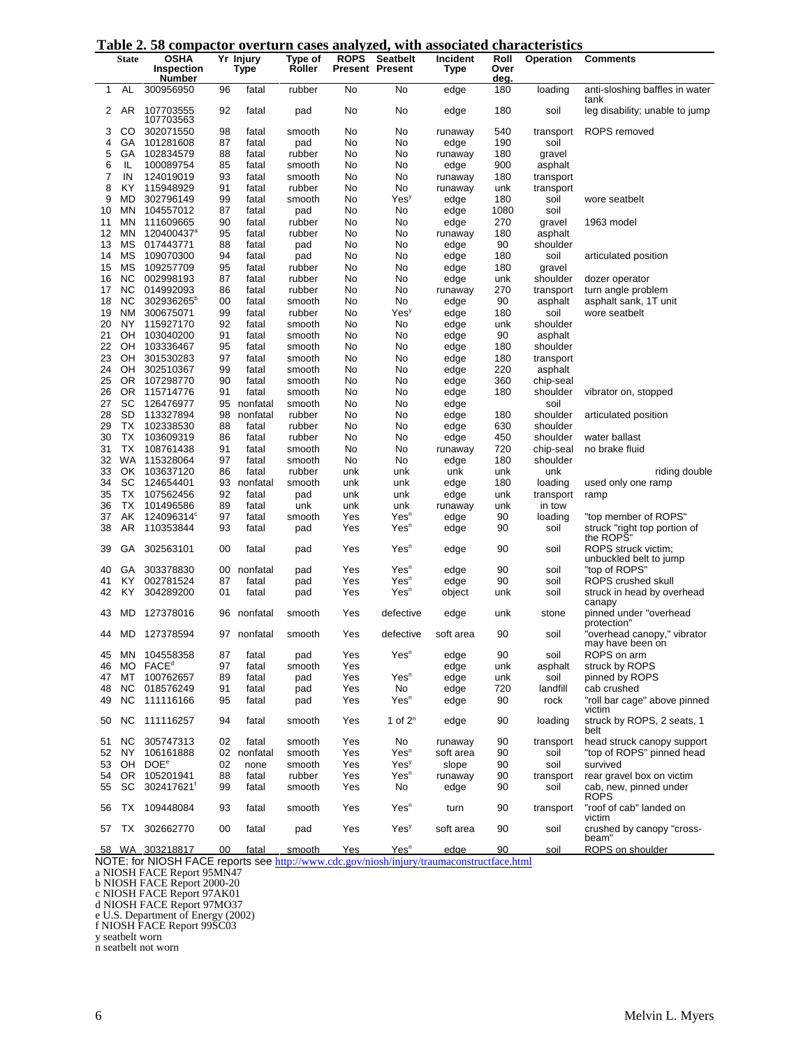## Table 2. 58 compactor overturn cases analyzed, with associated characteristics

| | State | OSHA Inspection Number | Yr | Injury Type | Type of Roller | ROPS Present | Seatbelt Present | Incident Type | Roll Over deg. | Operation | Comments |
|---|---|---|---|---|---|---|---|---|---|---|---|
| 1 | AL | 300956950 | 96 | fatal | rubber | No | No | edge | 180 | loading | anti-sloshing baffles in water tank |
| 2 | AR | 107703555 107703563 | 92 | fatal | pad | No | No | edge | 180 | soil | leg disability; unable to jump |
| 3 | CO | 302071550 | 98 | fatal | smooth | No | No | runaway | 540 | transport | ROPS removed |
| 4 | GA | 101281608 | 87 | fatal | pad | No | No | edge | 190 | soil | |
| 5 | GA | 102834579 | 88 | fatal | rubber | No | No | runaway | 180 | gravel | |
| 6 | IL | 100089754 | 85 | fatal | smooth | No | No | edge | 900 | asphalt | |
| 7 | IN | 124019019 | 93 | fatal | smooth | No | No | runaway | 180 | transport | |
| 8 | KY | 115948929 | 91 | fatal | rubber | No | No | runaway | unk | transport | |
| 9 | MD | 302796149 | 99 | fatal | smooth | No | Yes[y] | edge | 180 | soil | wore seatbelt |
| 10 | MN | 104557012 | 87 | fatal | pad | No | No | edge | 1080 | soil | |
| 11 | MN | 111609665 | 90 | fatal | rubber | No | No | edge | 270 | gravel | 1963 model |
| 12 | MN | 120400437[a] | 95 | fatal | rubber | No | No | runaway | 180 | asphalt | |
| 13 | MS | 017443771 | 88 | fatal | pad | No | No | edge | 90 | shoulder | |
| 14 | MS | 109070300 | 94 | fatal | pad | No | No | edge | 180 | soil | articulated position |
| 15 | MS | 109257709 | 95 | fatal | rubber | No | No | edge | 180 | gravel | |
| 16 | NC | 002998193 | 87 | fatal | rubber | No | No | edge | unk | shoulder | dozer operator |
| 17 | NC | 014992093 | 86 | fatal | rubber | No | No | runaway | 270 | transport | turn angle problem |
| 18 | NC | 302936265[b] | 00 | fatal | smooth | No | No | edge | 90 | asphalt | asphalt sank, 1T unit |
| 19 | NM | 300675071 | 99 | fatal | rubber | No | Yes[y] | edge | 180 | soil | wore seatbelt |
| 20 | NY | 115927170 | 92 | fatal | smooth | No | No | edge | unk | shoulder | |
| 21 | OH | 103040200 | 91 | fatal | smooth | No | No | edge | 90 | asphalt | |
| 22 | OH | 103336467 | 95 | fatal | smooth | No | No | edge | 180 | shoulder | |
| 23 | OH | 301530283 | 97 | fatal | smooth | No | No | edge | 180 | transport | |
| 24 | OH | 302510367 | 99 | fatal | smooth | No | No | edge | 220 | asphalt | |
| 25 | OR | 107298770 | 90 | fatal | smooth | No | No | edge | 360 | chip-seal | |
| 26 | OR | 115714776 | 91 | fatal | smooth | No | No | edge | 180 | shoulder | vibrator on, stopped |
| 27 | SC | 126476977 | 95 | nonfatal | smooth | No | No | edge | | soil | |
| 28 | SD | 113327894 | 98 | nonfatal | rubber | No | No | edge | 180 | shoulder | articulated position |
| 29 | TX | 102338530 | 88 | fatal | rubber | No | No | edge | 630 | shoulder | |
| 30 | TX | 103609319 | 86 | fatal | rubber | No | No | edge | 450 | shoulder | water ballast |
| 31 | TX | 108761438 | 91 | fatal | smooth | No | No | runaway | 720 | chip-seal | no brake fluid |
| 32 | WA | 115328064 | 97 | fatal | smooth | No | No | edge | 180 | shoulder | |
| 33 | OK | 103637120 | 86 | fatal | rubber | unk | unk | unk | unk | unk | riding double |
| 34 | SC | 124654401 | 93 | nonfatal | smooth | unk | unk | edge | 180 | loading | used only one ramp |
| 35 | TX | 107562456 | 92 | fatal | pad | unk | unk | edge | unk | transport | ramp |
| 36 | TX | 101496586 | 89 | fatal | unk | unk | unk | runaway | unk | in tow | |
| 37 | AK | 124096314[c] | 97 | fatal | smooth | Yes | Yes[n] | edge | 90 | loading | "top member of ROPS" |
| 38 | AR | 110353844 | 93 | fatal | pad | Yes | Yes[n] | edge | 90 | soil | struck "right top portion of the ROPS" |
| 39 | GA | 302563101 | 00 | fatal | pad | Yes | Yes[n] | edge | 90 | soil | ROPS struck victim; unbuckled belt to jump |
| 40 | GA | 303378830 | 00 | nonfatal | pad | Yes | Yes[n] | edge | 90 | soil | "top of ROPS" |
| 41 | KY | 002781524 | 87 | fatal | pad | Yes | Yes[n] | edge | 90 | soil | ROPS crushed skull |
| 42 | KY | 304289200 | 01 | fatal | pad | Yes | Yes[n] | object | unk | soil | struck in head by overhead canapy |
| 43 | MD | 127378016 | 96 | nonfatal | smooth | Yes | defective | edge | unk | stone | pinned under "overhead protection" |
| 44 | MD | 127378594 | 97 | nonfatal | smooth | Yes | defective | soft area | 90 | soil | "overhead canopy," vibrator may have been on |
| 45 | MN | 104558358 | 87 | fatal | pad | Yes | Yes[n] | edge | 90 | soil | ROPS on arm |
| 46 | MO | FACE[d] | 97 | fatal | smooth | Yes | | edge | unk | asphalt | struck by ROPS |
| 47 | MT | 100762657 | 89 | fatal | pad | Yes | Yes[n] | edge | unk | soil | pinned by ROPS |
| 48 | NC | 018576249 | 91 | fatal | pad | Yes | No | edge | 720 | landfill | cab crushed |
| 49 | NC | 111116166 | 95 | fatal | pad | Yes | Yes[n] | edge | 90 | rock | "roll bar cage" above pinned victim |
| 50 | NC | 111116257 | 94 | fatal | smooth | Yes | 1 of 2[n] | edge | 90 | loading | struck by ROPS, 2 seats, 1 belt |
| 51 | NC | 305747313 | 02 | fatal | smooth | Yes | No | runaway | 90 | transport | head struck canopy support |
| 52 | NY | 106161888 | 02 | nonfatal | smooth | Yes | Yes[n] | soft area | 90 | soil | "top of ROPS" pinned head |
| 53 | OH | DOE[e] | 02 | none | smooth | Yes | Yes[y] | slope | 90 | soil | survived |
| 54 | OR | 105201941 | 88 | fatal | rubber | Yes | Yes[n] | runaway | 90 | transport | rear gravel box on victim |
| 55 | SC | 302417621[f] | 99 | fatal | smooth | Yes | No | edge | 90 | soil | cab, new, pinned under ROPS |
| 56 | TX | 109448084 | 93 | fatal | smooth | Yes | Yes[n] | turn | 90 | transport | "roof of cab" landed on victim |
| 57 | TX | 302662770 | 00 | fatal | pad | Yes | Yes[y] | soft area | 90 | soil | crushed by canopy "cross-beam" |
| 58 | WA | 303218817 | 00 | fatal | smooth | Yes | Yes[n] | edge | 90 | soil | ROPS on shoulder |

NOTE: for NIOSH FACE reports see http://www.cdc.gov/niosh/injury/traumaconstructface.html

a NIOSH FACE Report 95MN47
b NIOSH FACE Report 2000-20
c NIOSH FACE Report 97AK01
d NIOSH FACE Report 97MO37
e U.S. Department of Energy (2002)
f NIOSH FACE Report 99SC03
y seatbelt worn
n seatbelt not worn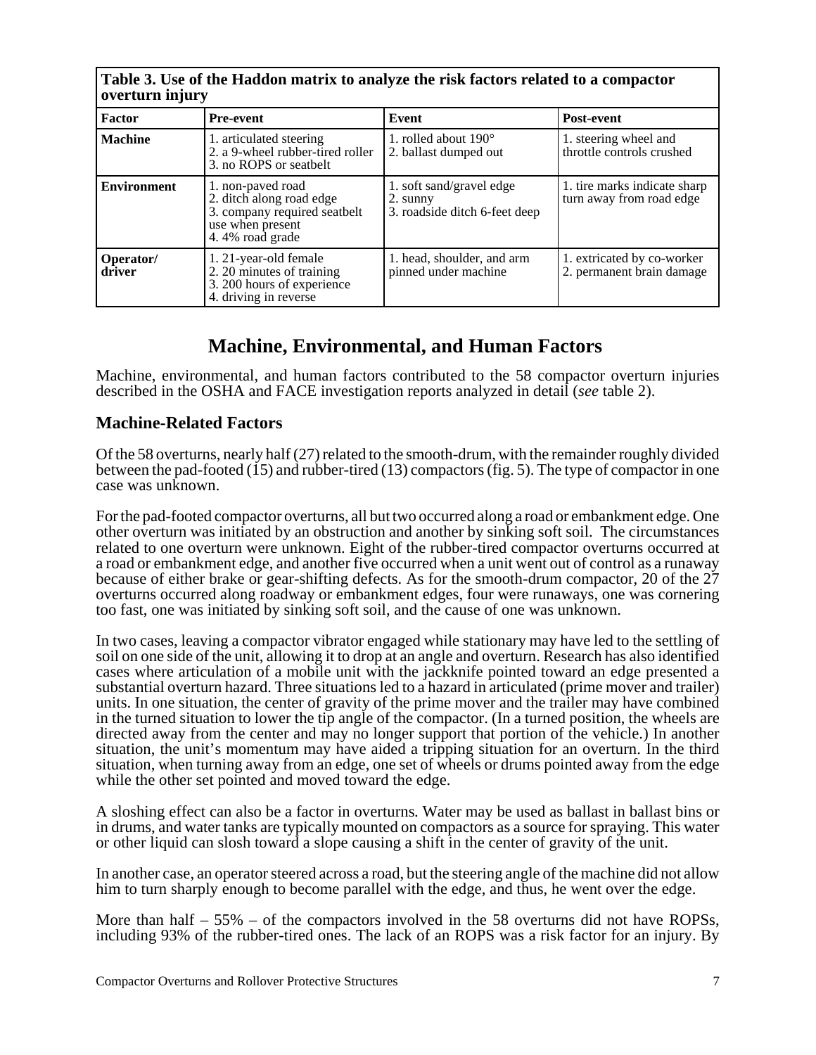**Table 3. Use of the Haddon matrix to analyze the risk factors related to a compactor overturn injury**

| Factor | Pre-event | Event | Post-event |
|---|---|---|---|
| **Machine** | 1. articulated steering<br>2. a 9-wheel rubber-tired roller<br>3. no ROPS or seatbelt | 1. rolled about 190°<br>2. ballast dumped out | 1. steering wheel and throttle controls crushed |
| **Environment** | 1. non-paved road<br>2. ditch along road edge<br>3. company required seatbelt use when present<br>4. 4% road grade | 1. soft sand/gravel edge<br>2. sunny<br>3. roadside ditch 6-feet deep | 1. tire marks indicate sharp turn away from road edge |
| **Operator/ driver** | 1. 21-year-old female<br>2. 20 minutes of training<br>3. 200 hours of experience<br>4. driving in reverse | 1. head, shoulder, and arm pinned under machine | 1. extricated by co-worker<br>2. permanent brain damage |

# Machine, Environmental, and Human Factors

Machine, environmental, and human factors contributed to the 58 compactor overturn injuries described in the OSHA and FACE investigation reports analyzed in detail (*see* table 2).

## Machine-Related Factors

Of the 58 overturns, nearly half (27) related to the smooth-drum, with the remainder roughly divided between the pad-footed (15) and rubber-tired (13) compactors (fig. 5). The type of compactor in one case was unknown.

For the pad-footed compactor overturns, all but two occurred along a road or embankment edge. One other overturn was initiated by an obstruction and another by sinking soft soil. The circumstances related to one overturn were unknown. Eight of the rubber-tired compactor overturns occurred at a road or embankment edge, and another five occurred when a unit went out of control as a runaway because of either brake or gear-shifting defects. As for the smooth-drum compactor, 20 of the 27 overturns occurred along roadway or embankment edges, four were runaways, one was cornering too fast, one was initiated by sinking soft soil, and the cause of one was unknown.

In two cases, leaving a compactor vibrator engaged while stationary may have led to the settling of soil on one side of the unit, allowing it to drop at an angle and overturn. Research has also identified cases where articulation of a mobile unit with the jackknife pointed toward an edge presented a substantial overturn hazard. Three situations led to a hazard in articulated (prime mover and trailer) units. In one situation, the center of gravity of the prime mover and the trailer may have combined in the turned situation to lower the tip angle of the compactor. (In a turned position, the wheels are directed away from the center and may no longer support that portion of the vehicle.) In another situation, the unit's momentum may have aided a tripping situation for an overturn. In the third situation, when turning away from an edge, one set of wheels or drums pointed away from the edge while the other set pointed and moved toward the edge.

A sloshing effect can also be a factor in overturns. Water may be used as ballast in ballast bins or in drums, and water tanks are typically mounted on compactors as a source for spraying. This water or other liquid can slosh toward a slope causing a shift in the center of gravity of the unit.

In another case, an operator steered across a road, but the steering angle of the machine did not allow him to turn sharply enough to become parallel with the edge, and thus, he went over the edge.

More than half – 55% – of the compactors involved in the 58 overturns did not have ROPSs, including 93% of the rubber-tired ones. The lack of an ROPS was a risk factor for an injury. By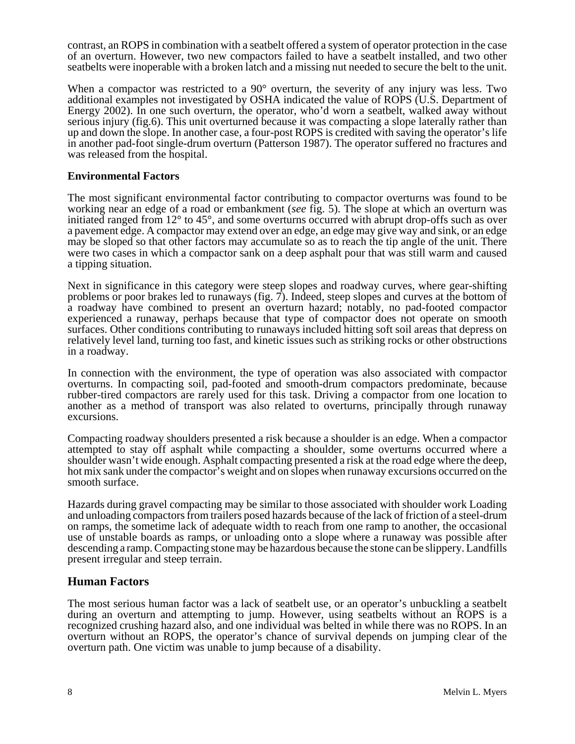contrast, an ROPS in combination with a seatbelt offered a system of operator protection in the case of an overturn. However, two new compactors failed to have a seatbelt installed, and two other seatbelts were inoperable with a broken latch and a missing nut needed to secure the belt to the unit.

When a compactor was restricted to a 90° overturn, the severity of any injury was less. Two additional examples not investigated by OSHA indicated the value of ROPS (U.S. Department of Energy 2002). In one such overturn, the operator, who'd worn a seatbelt, walked away without serious injury (fig.6). This unit overturned because it was compacting a slope laterally rather than up and down the slope. In another case, a four-post ROPS is credited with saving the operator's life in another pad-foot single-drum overturn (Patterson 1987). The operator suffered no fractures and was released from the hospital.

### Environmental Factors

The most significant environmental factor contributing to compactor overturns was found to be working near an edge of a road or embankment (*see* fig. 5). The slope at which an overturn was initiated ranged from 12° to 45°, and some overturns occurred with abrupt drop-offs such as over a pavement edge. A compactor may extend over an edge, an edge may give way and sink, or an edge may be sloped so that other factors may accumulate so as to reach the tip angle of the unit. There were two cases in which a compactor sank on a deep asphalt pour that was still warm and caused a tipping situation.

Next in significance in this category were steep slopes and roadway curves, where gear-shifting problems or poor brakes led to runaways (fig. 7). Indeed, steep slopes and curves at the bottom of a roadway have combined to present an overturn hazard; notably, no pad-footed compactor experienced a runaway, perhaps because that type of compactor does not operate on smooth surfaces. Other conditions contributing to runaways included hitting soft soil areas that depress on relatively level land, turning too fast, and kinetic issues such as striking rocks or other obstructions in a roadway.

In connection with the environment, the type of operation was also associated with compactor overturns. In compacting soil, pad-footed and smooth-drum compactors predominate, because rubber-tired compactors are rarely used for this task. Driving a compactor from one location to another as a method of transport was also related to overturns, principally through runaway excursions.

Compacting roadway shoulders presented a risk because a shoulder is an edge. When a compactor attempted to stay off asphalt while compacting a shoulder, some overturns occurred where a shoulder wasn't wide enough. Asphalt compacting presented a risk at the road edge where the deep, hot mix sank under the compactor's weight and on slopes when runaway excursions occurred on the smooth surface.

Hazards during gravel compacting may be similar to those associated with shoulder work Loading and unloading compactors from trailers posed hazards because of the lack of friction of a steel-drum on ramps, the sometime lack of adequate width to reach from one ramp to another, the occasional use of unstable boards as ramps, or unloading onto a slope where a runaway was possible after descending a ramp. Compacting stone may be hazardous because the stone can be slippery. Landfills present irregular and steep terrain.

## Human Factors

The most serious human factor was a lack of seatbelt use, or an operator's unbuckling a seatbelt during an overturn and attempting to jump. However, using seatbelts without an ROPS is a recognized crushing hazard also, and one individual was belted in while there was no ROPS. In an overturn without an ROPS, the operator's chance of survival depends on jumping clear of the overturn path. One victim was unable to jump because of a disability.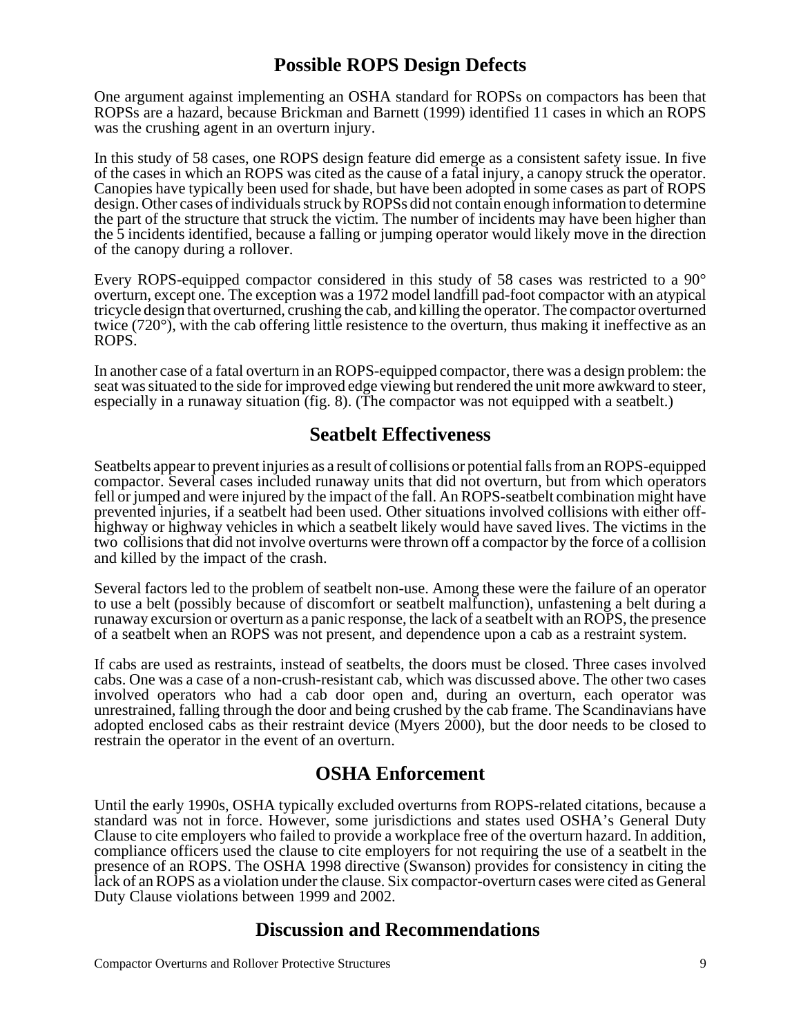## Possible ROPS Design Defects

One argument against implementing an OSHA standard for ROPSs on compactors has been that ROPSs are a hazard, because Brickman and Barnett (1999) identified 11 cases in which an ROPS was the crushing agent in an overturn injury.

In this study of 58 cases, one ROPS design feature did emerge as a consistent safety issue. In five of the cases in which an ROPS was cited as the cause of a fatal injury, a canopy struck the operator. Canopies have typically been used for shade, but have been adopted in some cases as part of ROPS design. Other cases of individuals struck by ROPSs did not contain enough information to determine the part of the structure that struck the victim. The number of incidents may have been higher than the 5 incidents identified, because a falling or jumping operator would likely move in the direction of the canopy during a rollover.

Every ROPS-equipped compactor considered in this study of 58 cases was restricted to a 90° overturn, except one. The exception was a 1972 model landfill pad-foot compactor with an atypical tricycle design that overturned, crushing the cab, and killing the operator. The compactor overturned twice (720°), with the cab offering little resistence to the overturn, thus making it ineffective as an ROPS.

In another case of a fatal overturn in an ROPS-equipped compactor, there was a design problem: the seat was situated to the side for improved edge viewing but rendered the unit more awkward to steer, especially in a runaway situation (fig. 8). (The compactor was not equipped with a seatbelt.)

## Seatbelt Effectiveness

Seatbelts appear to prevent injuries as a result of collisions or potential falls from an ROPS-equipped compactor. Several cases included runaway units that did not overturn, but from which operators fell or jumped and were injured by the impact of the fall. An ROPS-seatbelt combination might have prevented injuries, if a seatbelt had been used. Other situations involved collisions with either off-highway or highway vehicles in which a seatbelt likely would have saved lives. The victims in the two collisions that did not involve overturns were thrown off a compactor by the force of a collision and killed by the impact of the crash.

Several factors led to the problem of seatbelt non-use. Among these were the failure of an operator to use a belt (possibly because of discomfort or seatbelt malfunction), unfastening a belt during a runaway excursion or overturn as a panic response, the lack of a seatbelt with an ROPS, the presence of a seatbelt when an ROPS was not present, and dependence upon a cab as a restraint system.

If cabs are used as restraints, instead of seatbelts, the doors must be closed. Three cases involved cabs. One was a case of a non-crush-resistant cab, which was discussed above. The other two cases involved operators who had a cab door open and, during an overturn, each operator was unrestrained, falling through the door and being crushed by the cab frame. The Scandinavians have adopted enclosed cabs as their restraint device (Myers 2000), but the door needs to be closed to restrain the operator in the event of an overturn.

## OSHA Enforcement

Until the early 1990s, OSHA typically excluded overturns from ROPS-related citations, because a standard was not in force. However, some jurisdictions and states used OSHA's General Duty Clause to cite employers who failed to provide a workplace free of the overturn hazard. In addition, compliance officers used the clause to cite employers for not requiring the use of a seatbelt in the presence of an ROPS. The OSHA 1998 directive (Swanson) provides for consistency in citing the lack of an ROPS as a violation under the clause. Six compactor-overturn cases were cited as General Duty Clause violations between 1999 and 2002.

## Discussion and Recommendations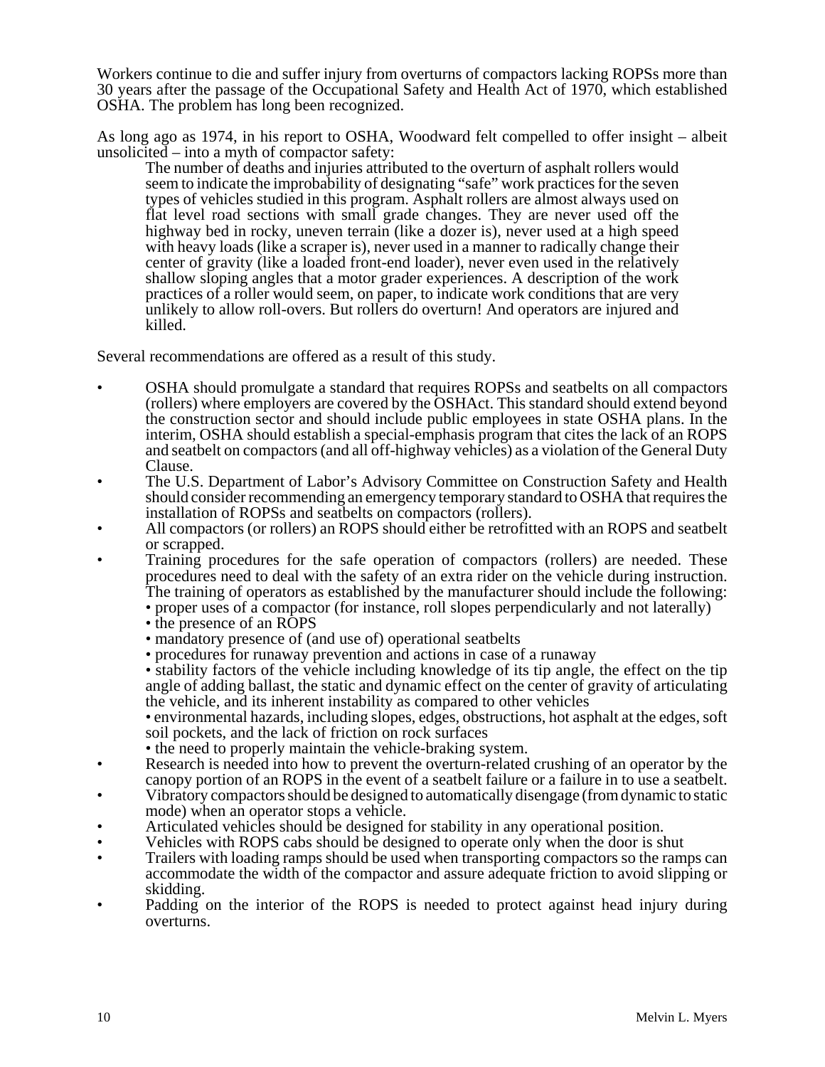Workers continue to die and suffer injury from overturns of compactors lacking ROPSs more than 30 years after the passage of the Occupational Safety and Health Act of 1970, which established OSHA. The problem has long been recognized.

As long ago as 1974, in his report to OSHA, Woodward felt compelled to offer insight – albeit unsolicited – into a myth of compactor safety:

> The number of deaths and injuries attributed to the overturn of asphalt rollers would seem to indicate the improbability of designating "safe" work practices for the seven types of vehicles studied in this program. Asphalt rollers are almost always used on flat level road sections with small grade changes. They are never used off the highway bed in rocky, uneven terrain (like a dozer is), never used at a high speed with heavy loads (like a scraper is), never used in a manner to radically change their center of gravity (like a loaded front-end loader), never even used in the relatively shallow sloping angles that a motor grader experiences. A description of the work practices of a roller would seem, on paper, to indicate work conditions that are very unlikely to allow roll-overs. But rollers do overturn! And operators are injured and killed.

Several recommendations are offered as a result of this study.

- OSHA should promulgate a standard that requires ROPSs and seatbelts on all compactors (rollers) where employers are covered by the OSHAct. This standard should extend beyond the construction sector and should include public employees in state OSHA plans. In the interim, OSHA should establish a special-emphasis program that cites the lack of an ROPS and seatbelt on compactors (and all off-highway vehicles) as a violation of the General Duty Clause.
- The U.S. Department of Labor's Advisory Committee on Construction Safety and Health should consider recommending an emergency temporary standard to OSHA that requires the installation of ROPSs and seatbelts on compactors (rollers).
- All compactors (or rollers) an ROPS should either be retrofitted with an ROPS and seatbelt or scrapped.
- Training procedures for the safe operation of compactors (rollers) are needed. These procedures need to deal with the safety of an extra rider on the vehicle during instruction. The training of operators as established by the manufacturer should include the following:
  - proper uses of a compactor (for instance, roll slopes perpendicularly and not laterally)
  - the presence of an ROPS
  - mandatory presence of (and use of) operational seatbelts
  - procedures for runaway prevention and actions in case of a runaway
  - stability factors of the vehicle including knowledge of its tip angle, the effect on the tip angle of adding ballast, the static and dynamic effect on the center of gravity of articulating the vehicle, and its inherent instability as compared to other vehicles
  - environmental hazards, including slopes, edges, obstructions, hot asphalt at the edges, soft soil pockets, and the lack of friction on rock surfaces
  - the need to properly maintain the vehicle-braking system.
- Research is needed into how to prevent the overturn-related crushing of an operator by the canopy portion of an ROPS in the event of a seatbelt failure or a failure in to use a seatbelt.
- Vibratory compactors should be designed to automatically disengage (from dynamic to static mode) when an operator stops a vehicle.
- Articulated vehicles should be designed for stability in any operational position.
- Vehicles with ROPS cabs should be designed to operate only when the door is shut
- Trailers with loading ramps should be used when transporting compactors so the ramps can accommodate the width of the compactor and assure adequate friction to avoid slipping or skidding.
- Padding on the interior of the ROPS is needed to protect against head injury during overturns.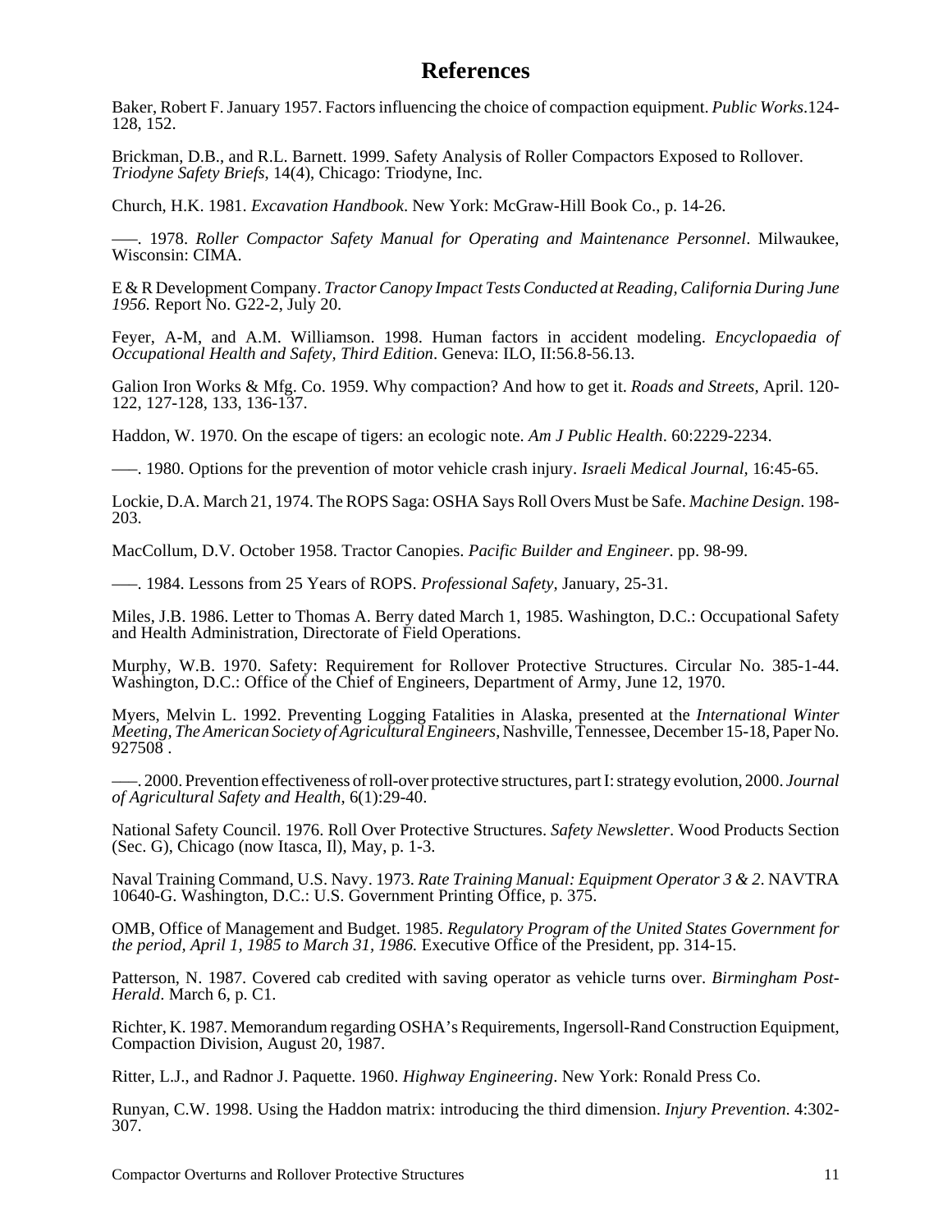# References

Baker, Robert F. January 1957. Factors influencing the choice of compaction equipment. *Public Works*.124-128, 152.

Brickman, D.B., and R.L. Barnett. 1999. Safety Analysis of Roller Compactors Exposed to Rollover. *Triodyne Safety Briefs*, 14(4), Chicago: Triodyne, Inc.

Church, H.K. 1981. *Excavation Handbook*. New York: McGraw-Hill Book Co., p. 14-26.

—–. 1978. *Roller Compactor Safety Manual for Operating and Maintenance Personnel*. Milwaukee, Wisconsin: CIMA.

E & R Development Company. *Tractor Canopy Impact Tests Conducted at Reading, California During June 1956.* Report No. G22-2, July 20.

Feyer, A-M, and A.M. Williamson. 1998. Human factors in accident modeling. *Encyclopaedia of Occupational Health and Safety, Third Edition*. Geneva: ILO, II:56.8-56.13.

Galion Iron Works & Mfg. Co. 1959. Why compaction? And how to get it. *Roads and Streets*, April. 120-122, 127-128, 133, 136-137.

Haddon, W. 1970. On the escape of tigers: an ecologic note. *Am J Public Health*. 60:2229-2234.

—–. 1980. Options for the prevention of motor vehicle crash injury. *Israeli Medical Journal*, 16:45-65.

Lockie, D.A. March 21, 1974. The ROPS Saga: OSHA Says Roll Overs Must be Safe. *Machine Design*. 198-203.

MacCollum, D.V. October 1958. Tractor Canopies. *Pacific Builder and Engineer*. pp. 98-99.

—–. 1984. Lessons from 25 Years of ROPS. *Professional Safety*, January, 25-31.

Miles, J.B. 1986. Letter to Thomas A. Berry dated March 1, 1985. Washington, D.C.: Occupational Safety and Health Administration, Directorate of Field Operations.

Murphy, W.B. 1970. Safety: Requirement for Rollover Protective Structures. Circular No. 385-1-44. Washington, D.C.: Office of the Chief of Engineers, Department of Army, June 12, 1970.

Myers, Melvin L. 1992. Preventing Logging Fatalities in Alaska, presented at the *International Winter Meeting, The American Society of Agricultural Engineers*, Nashville, Tennessee, December 15-18, Paper No. 927508 .

—–. 2000. Prevention effectiveness of roll-over protective structures, part I: strategy evolution, 2000. *Journal of Agricultural Safety and Health*, 6(1):29-40.

National Safety Council. 1976. Roll Over Protective Structures. *Safety Newsletter*. Wood Products Section (Sec. G), Chicago (now Itasca, Il), May, p. 1-3.

Naval Training Command, U.S. Navy. 1973. *Rate Training Manual: Equipment Operator 3 & 2*. NAVTRA 10640-G. Washington, D.C.: U.S. Government Printing Office, p. 375.

OMB, Office of Management and Budget. 1985. *Regulatory Program of the United States Government for the period, April 1, 1985 to March 31, 1986.* Executive Office of the President, pp. 314-15.

Patterson, N. 1987. Covered cab credited with saving operator as vehicle turns over. *Birmingham Post-Herald*. March 6, p. C1.

Richter, K. 1987. Memorandum regarding OSHA's Requirements, Ingersoll-Rand Construction Equipment, Compaction Division, August 20, 1987.

Ritter, L.J., and Radnor J. Paquette. 1960. *Highway Engineering*. New York: Ronald Press Co.

Runyan, C.W. 1998. Using the Haddon matrix: introducing the third dimension. *Injury Prevention*. 4:302-307.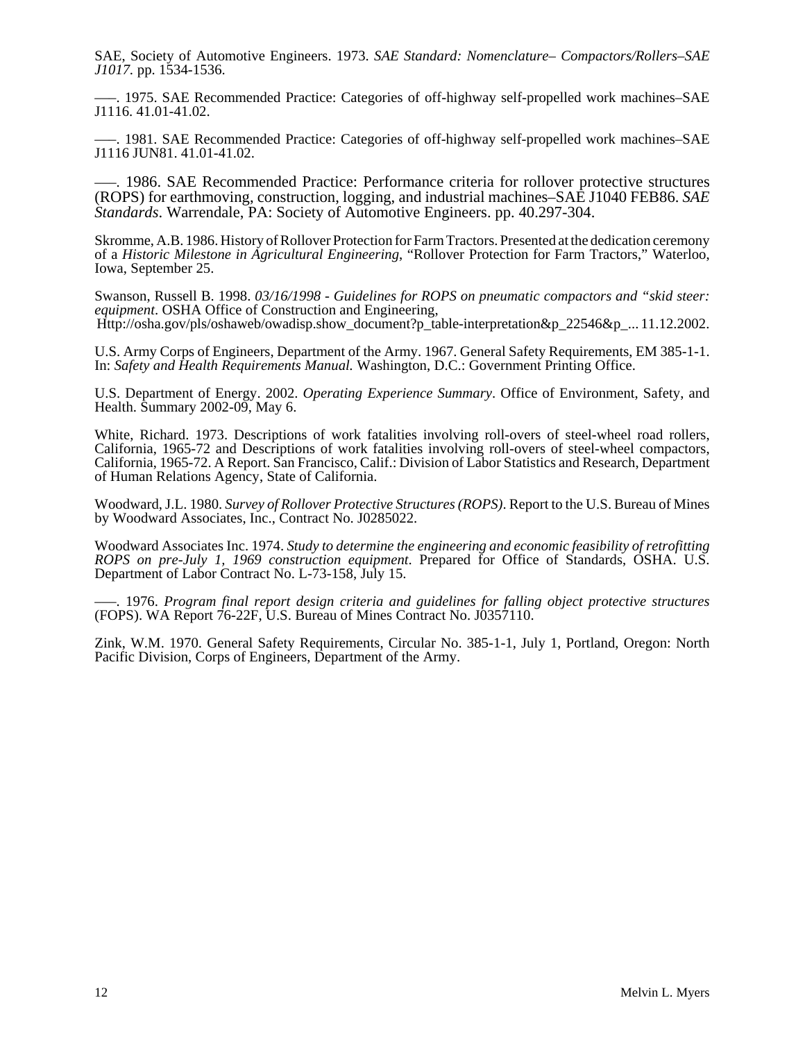SAE, Society of Automotive Engineers. 1973. *SAE Standard: Nomenclature– Compactors/Rollers–SAE J1017*. pp. 1534-1536.

—–. 1975. SAE Recommended Practice: Categories of off-highway self-propelled work machines–SAE J1116. 41.01-41.02.

—–. 1981. SAE Recommended Practice: Categories of off-highway self-propelled work machines–SAE J1116 JUN81. 41.01-41.02.

—–. 1986. SAE Recommended Practice: Performance criteria for rollover protective structures (ROPS) for earthmoving, construction, logging, and industrial machines–SAE J1040 FEB86. *SAE Standards*. Warrendale, PA: Society of Automotive Engineers. pp. 40.297-304.

Skromme, A.B. 1986. History of Rollover Protection for Farm Tractors. Presented at the dedication ceremony of a *Historic Milestone in Agricultural Engineering*, "Rollover Protection for Farm Tractors," Waterloo, Iowa, September 25.

Swanson, Russell B. 1998. *03/16/1998 - Guidelines for ROPS on pneumatic compactors and "skid steer: equipment*. OSHA Office of Construction and Engineering, Http://osha.gov/pls/oshaweb/owadisp.show_document?p_table-interpretation&p_22546&p_... 11.12.2002.

U.S. Army Corps of Engineers, Department of the Army. 1967. General Safety Requirements, EM 385-1-1. In: *Safety and Health Requirements Manual.* Washington, D.C.: Government Printing Office.

U.S. Department of Energy. 2002. *Operating Experience Summary*. Office of Environment, Safety, and Health. Summary 2002-09, May 6.

White, Richard. 1973. Descriptions of work fatalities involving roll-overs of steel-wheel road rollers, California, 1965-72 and Descriptions of work fatalities involving roll-overs of steel-wheel compactors, California, 1965-72. A Report. San Francisco, Calif.: Division of Labor Statistics and Research, Department of Human Relations Agency, State of California.

Woodward, J.L. 1980. *Survey of Rollover Protective Structures (ROPS)*. Report to the U.S. Bureau of Mines by Woodward Associates, Inc., Contract No. J0285022.

Woodward Associates Inc. 1974. *Study to determine the engineering and economic feasibility of retrofitting ROPS on pre-July 1, 1969 construction equipment*. Prepared for Office of Standards, OSHA. U.S. Department of Labor Contract No. L-73-158, July 15.

—–. 1976. *Program final report design criteria and guidelines for falling object protective structures* (FOPS). WA Report 76-22F, U.S. Bureau of Mines Contract No. J0357110.

Zink, W.M. 1970. General Safety Requirements, Circular No. 385-1-1, July 1, Portland, Oregon: North Pacific Division, Corps of Engineers, Department of the Army.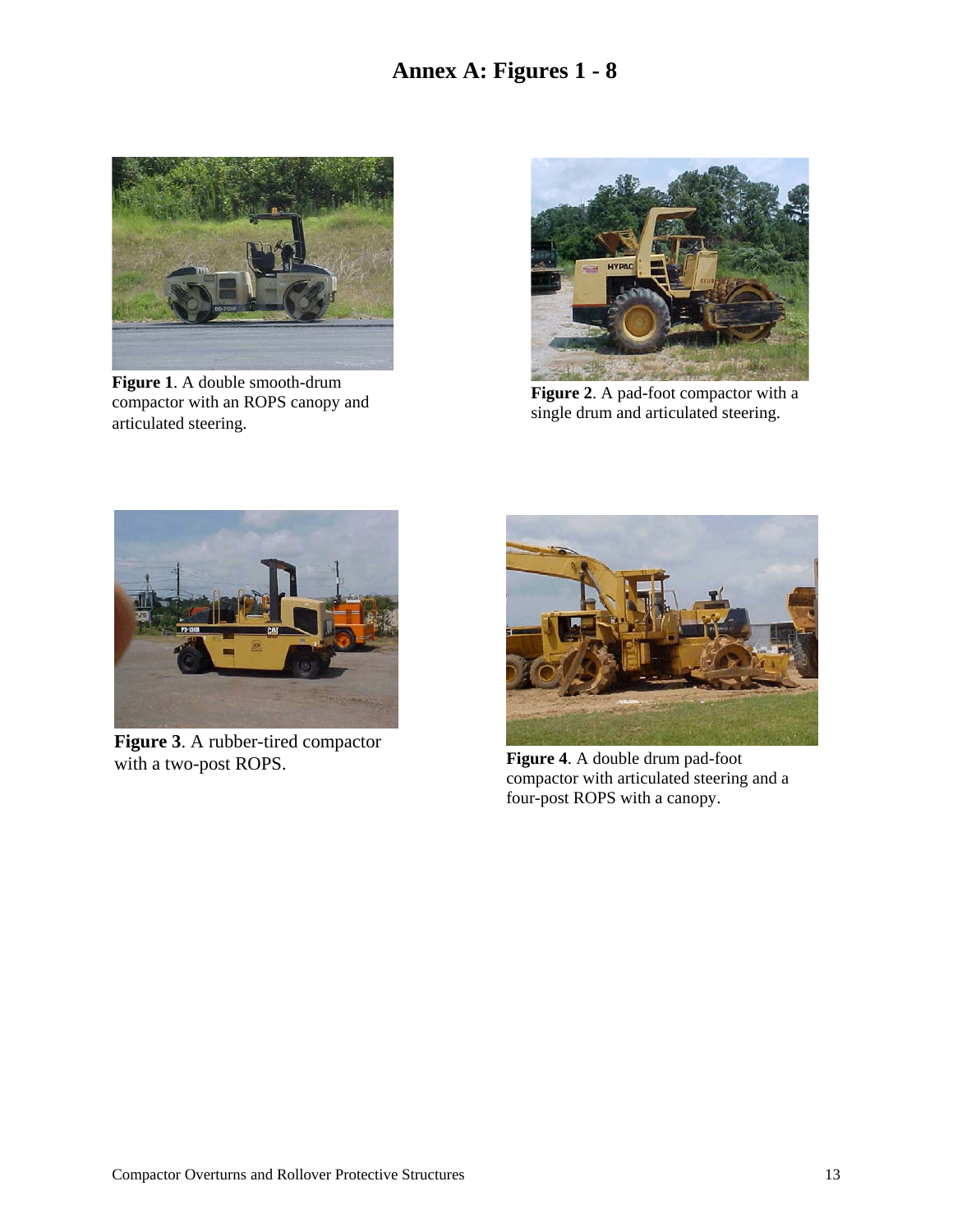# Annex A: Figures 1 - 8

**Figure 1**. A double smooth-drum compactor with an ROPS canopy and articulated steering.

**Figure 2**. A pad-foot compactor with a single drum and articulated steering.

**Figure 3**. A rubber-tired compactor with a two-post ROPS.

**Figure 4**. A double drum pad-foot compactor with articulated steering and a four-post ROPS with a canopy.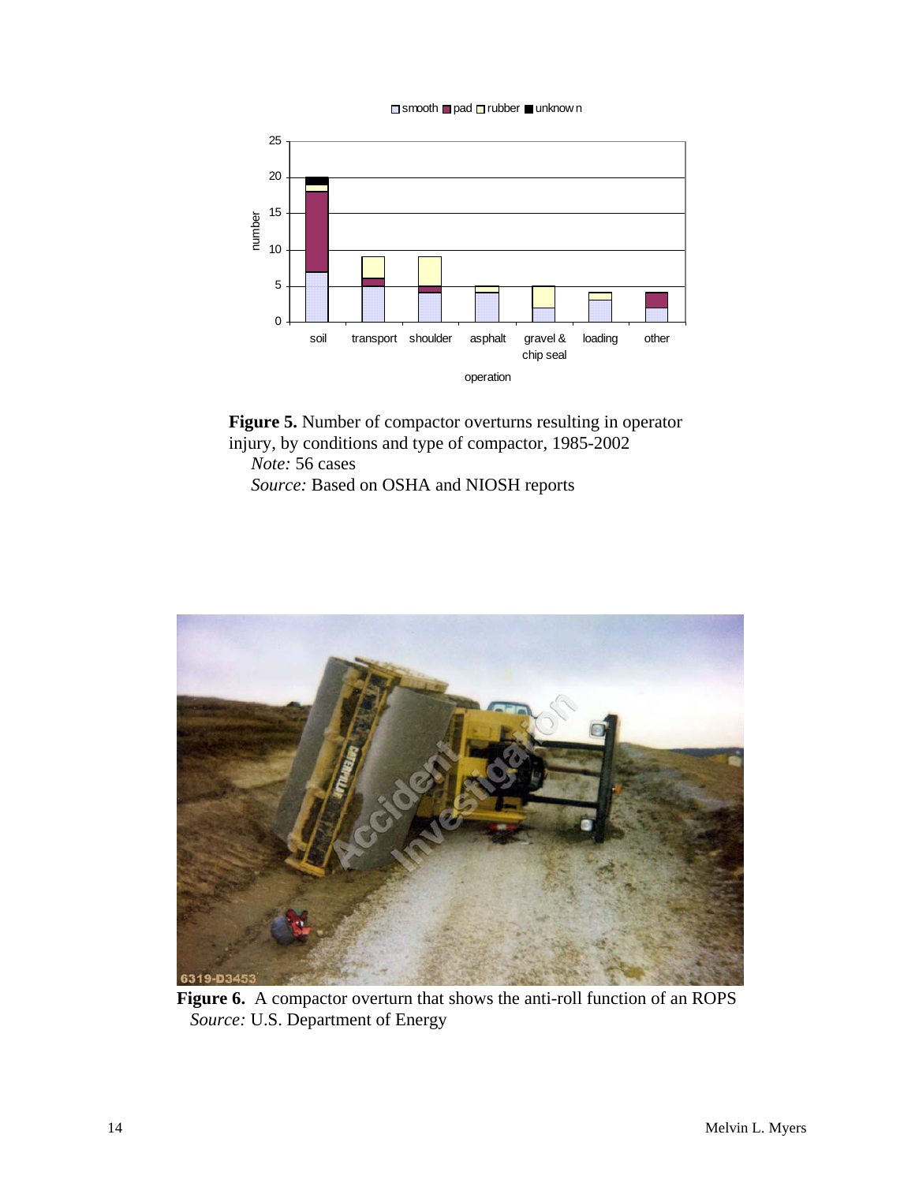**Figure 5.** Number of compactor overturns resulting in operator injury, by conditions and type of compactor, 1985-2002

*Note:* 56 cases

*Source:* Based on OSHA and NIOSH reports

**Figure 6.** A compactor overturn that shows the anti-roll function of an ROPS

*Source:* U.S. Department of Energy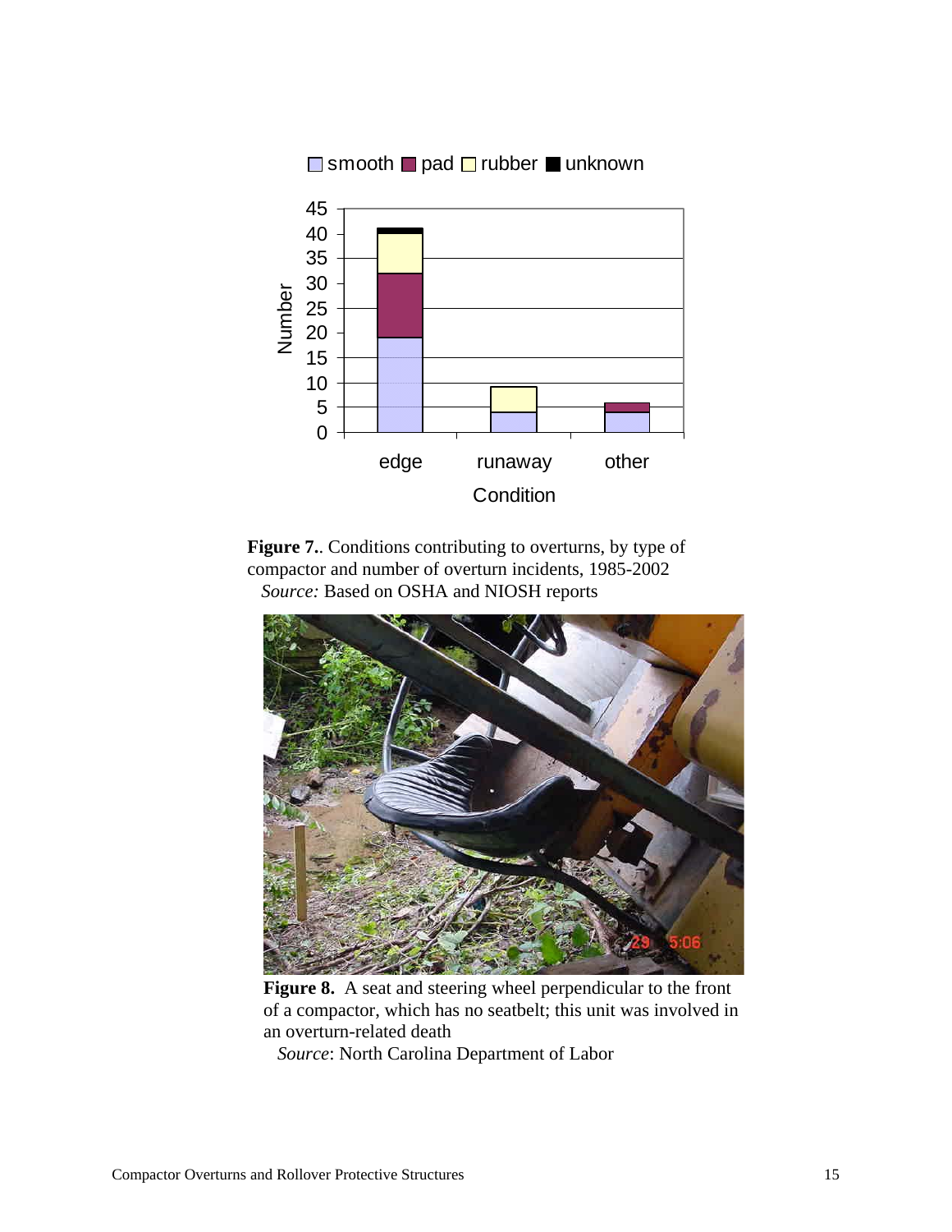**Figure 7.**. Conditions contributing to overturns, by type of compactor and number of overturn incidents, 1985-2002
*Source:* Based on OSHA and NIOSH reports

**Figure 8.** A seat and steering wheel perpendicular to the front of a compactor, which has no seatbelt; this unit was involved in an overturn-related death
*Source*: North Carolina Department of Labor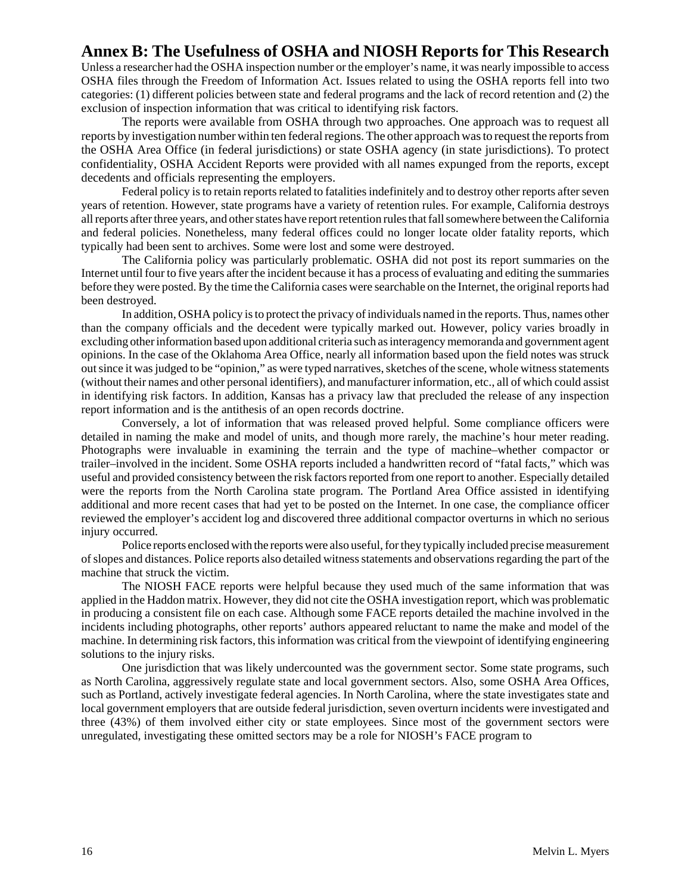## Annex B: The Usefulness of OSHA and NIOSH Reports for This Research

Unless a researcher had the OSHA inspection number or the employer's name, it was nearly impossible to access OSHA files through the Freedom of Information Act. Issues related to using the OSHA reports fell into two categories: (1) different policies between state and federal programs and the lack of record retention and (2) the exclusion of inspection information that was critical to identifying risk factors.

The reports were available from OSHA through two approaches. One approach was to request all reports by investigation number within ten federal regions. The other approach was to request the reports from the OSHA Area Office (in federal jurisdictions) or state OSHA agency (in state jurisdictions). To protect confidentiality, OSHA Accident Reports were provided with all names expunged from the reports, except decedents and officials representing the employers.

Federal policy is to retain reports related to fatalities indefinitely and to destroy other reports after seven years of retention. However, state programs have a variety of retention rules. For example, California destroys all reports after three years, and other states have report retention rules that fall somewhere between the California and federal policies. Nonetheless, many federal offices could no longer locate older fatality reports, which typically had been sent to archives. Some were lost and some were destroyed.

The California policy was particularly problematic. OSHA did not post its report summaries on the Internet until four to five years after the incident because it has a process of evaluating and editing the summaries before they were posted. By the time the California cases were searchable on the Internet, the original reports had been destroyed.

In addition, OSHA policy is to protect the privacy of individuals named in the reports. Thus, names other than the company officials and the decedent were typically marked out. However, policy varies broadly in excluding other information based upon additional criteria such as interagency memoranda and government agent opinions. In the case of the Oklahoma Area Office, nearly all information based upon the field notes was struck out since it was judged to be "opinion," as were typed narratives, sketches of the scene, whole witness statements (without their names and other personal identifiers), and manufacturer information, etc., all of which could assist in identifying risk factors. In addition, Kansas has a privacy law that precluded the release of any inspection report information and is the antithesis of an open records doctrine.

Conversely, a lot of information that was released proved helpful. Some compliance officers were detailed in naming the make and model of units, and though more rarely, the machine's hour meter reading. Photographs were invaluable in examining the terrain and the type of machine–whether compactor or trailer–involved in the incident. Some OSHA reports included a handwritten record of "fatal facts," which was useful and provided consistency between the risk factors reported from one report to another. Especially detailed were the reports from the North Carolina state program. The Portland Area Office assisted in identifying additional and more recent cases that had yet to be posted on the Internet. In one case, the compliance officer reviewed the employer's accident log and discovered three additional compactor overturns in which no serious injury occurred.

Police reports enclosed with the reports were also useful, for they typically included precise measurement of slopes and distances. Police reports also detailed witness statements and observations regarding the part of the machine that struck the victim.

The NIOSH FACE reports were helpful because they used much of the same information that was applied in the Haddon matrix. However, they did not cite the OSHA investigation report, which was problematic in producing a consistent file on each case. Although some FACE reports detailed the machine involved in the incidents including photographs, other reports' authors appeared reluctant to name the make and model of the machine. In determining risk factors, this information was critical from the viewpoint of identifying engineering solutions to the injury risks.

One jurisdiction that was likely undercounted was the government sector. Some state programs, such as North Carolina, aggressively regulate state and local government sectors. Also, some OSHA Area Offices, such as Portland, actively investigate federal agencies. In North Carolina, where the state investigates state and local government employers that are outside federal jurisdiction, seven overturn incidents were investigated and three (43%) of them involved either city or state employees. Since most of the government sectors were unregulated, investigating these omitted sectors may be a role for NIOSH's FACE program to